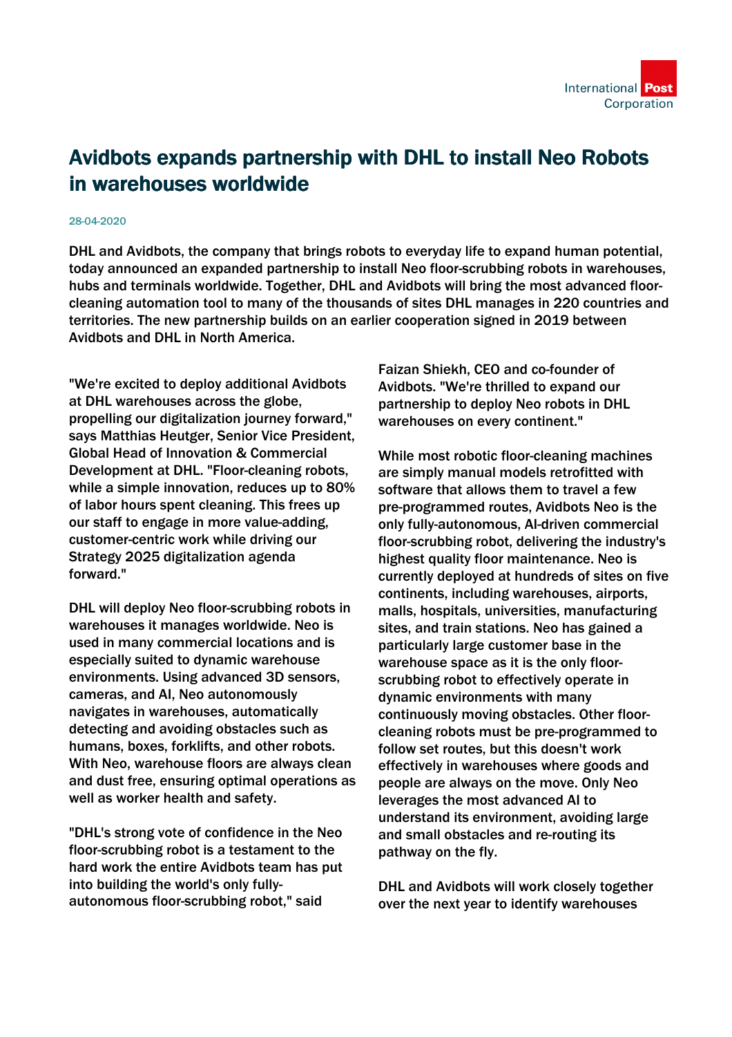# Avidbots expands partnership with DHL to install Neo Robots in warehouses worldwide

28-04-2020

DHL and Avidbots, the company that brings robots to everyday life to expand human potential, today announced an expanded partnership to install Neo floor-scrubbing robots in warehouses, hubs and terminals worldwide. Together, DHL and Avidbots will bring the most advanced floor-cleaning automation tool to many of the thousands of sites DHL manages in 220 countries and territories. The new partnership builds on an earlier cooperation signed in 2019 between Avidbots and DHL in North America.

"We're excited to deploy additional Avidbots at DHL warehouses across the globe, propelling our digitalization journey forward," says Matthias Heutger, Senior Vice President, Global Head of Innovation & Commercial Development at DHL. "Floor-cleaning robots, while a simple innovation, reduces up to 80% of labor hours spent cleaning. This frees up our staff to engage in more value-adding, customer-centric work while driving our Strategy 2025 digitalization agenda forward."

DHL will deploy Neo floor-scrubbing robots in warehouses it manages worldwide. Neo is used in many commercial locations and is especially suited to dynamic warehouse environments. Using advanced 3D sensors, cameras, and AI, Neo autonomously navigates in warehouses, automatically detecting and avoiding obstacles such as humans, boxes, forklifts, and other robots. With Neo, warehouse floors are always clean and dust free, ensuring optimal operations as well as worker health and safety.

"DHL's strong vote of confidence in the Neo floor-scrubbing robot is a testament to the hard work the entire Avidbots team has put into building the world's only fully-autonomous floor-scrubbing robot," said Faizan Shiekh, CEO and co-founder of Avidbots. "We're thrilled to expand our partnership to deploy Neo robots in DHL warehouses on every continent."

While most robotic floor-cleaning machines are simply manual models retrofitted with software that allows them to travel a few pre-programmed routes, Avidbots Neo is the only fully-autonomous, AI-driven commercial floor-scrubbing robot, delivering the industry's highest quality floor maintenance. Neo is currently deployed at hundreds of sites on five continents, including warehouses, airports, malls, hospitals, universities, manufacturing sites, and train stations. Neo has gained a particularly large customer base in the warehouse space as it is the only floor-scrubbing robot to effectively operate in dynamic environments with many continuously moving obstacles. Other floor-cleaning robots must be pre-programmed to follow set routes, but this doesn't work effectively in warehouses where goods and people are always on the move. Only Neo leverages the most advanced AI to understand its environment, avoiding large and small obstacles and re-routing its pathway on the fly.

DHL and Avidbots will work closely together over the next year to identify warehouses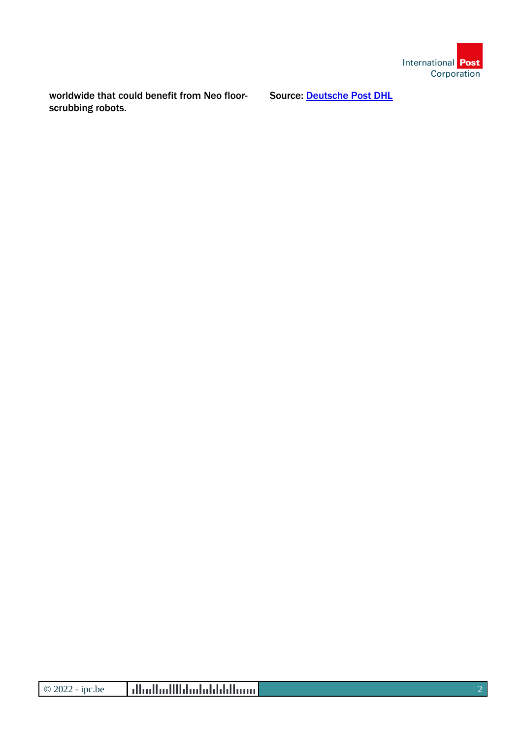**worldwide that could benefit from Neo floor-scrubbing robots.**

**Source: [Deutsche Post DHL]**